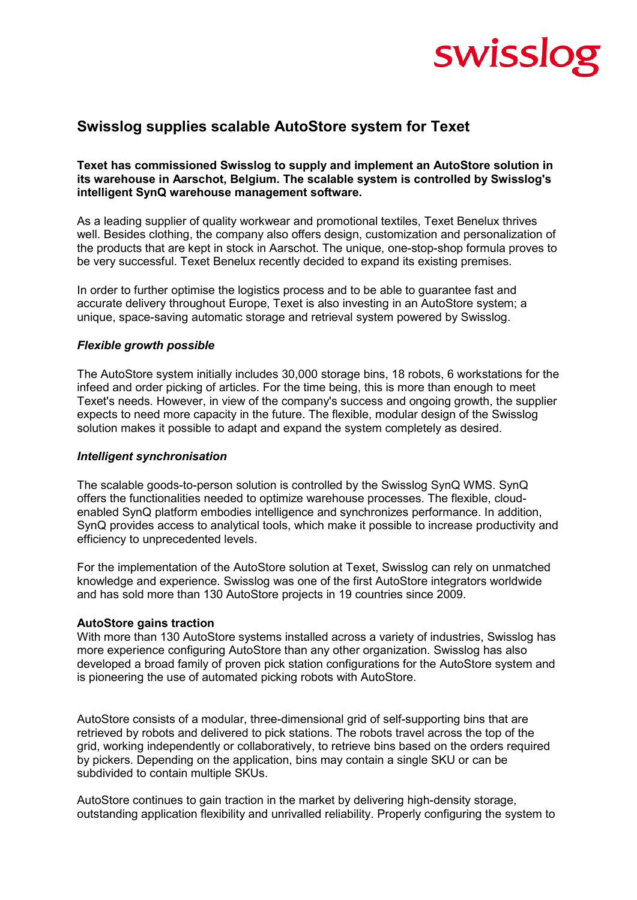# Swisslog supplies scalable AutoStore system for Texet

**Texet has commissioned Swisslog to supply and implement an AutoStore solution in its warehouse in Aarschot, Belgium. The scalable system is controlled by Swisslog's intelligent SynQ warehouse management software.**

As a leading supplier of quality workwear and promotional textiles, Texet Benelux thrives well. Besides clothing, the company also offers design, customization and personalization of the products that are kept in stock in Aarschot. The unique, one-stop-shop formula proves to be very successful. Texet Benelux recently decided to expand its existing premises.

In order to further optimise the logistics process and to be able to guarantee fast and accurate delivery throughout Europe, Texet is also investing in an AutoStore system; a unique, space-saving automatic storage and retrieval system powered by Swisslog.

### *Flexible growth possible*

The AutoStore system initially includes 30,000 storage bins, 18 robots, 6 workstations for the infeed and order picking of articles. For the time being, this is more than enough to meet Texet's needs. However, in view of the company's success and ongoing growth, the supplier expects to need more capacity in the future. The flexible, modular design of the Swisslog solution makes it possible to adapt and expand the system completely as desired.

### *Intelligent synchronisation*

The scalable goods-to-person solution is controlled by the Swisslog SynQ WMS. SynQ offers the functionalities needed to optimize warehouse processes. The flexible, cloud-enabled SynQ platform embodies intelligence and synchronizes performance. In addition, SynQ provides access to analytical tools, which make it possible to increase productivity and efficiency to unprecedented levels.

For the implementation of the AutoStore solution at Texet, Swisslog can rely on unmatched knowledge and experience. Swisslog was one of the first AutoStore integrators worldwide and has sold more than 130 AutoStore projects in 19 countries since 2009.

### AutoStore gains traction

With more than 130 AutoStore systems installed across a variety of industries, Swisslog has more experience configuring AutoStore than any other organization. Swisslog has also developed a broad family of proven pick station configurations for the AutoStore system and is pioneering the use of automated picking robots with AutoStore.

AutoStore consists of a modular, three-dimensional grid of self-supporting bins that are retrieved by robots and delivered to pick stations. The robots travel across the top of the grid, working independently or collaboratively, to retrieve bins based on the orders required by pickers. Depending on the application, bins may contain a single SKU or can be subdivided to contain multiple SKUs.

AutoStore continues to gain traction in the market by delivering high-density storage, outstanding application flexibility and unrivalled reliability. Properly configuring the system to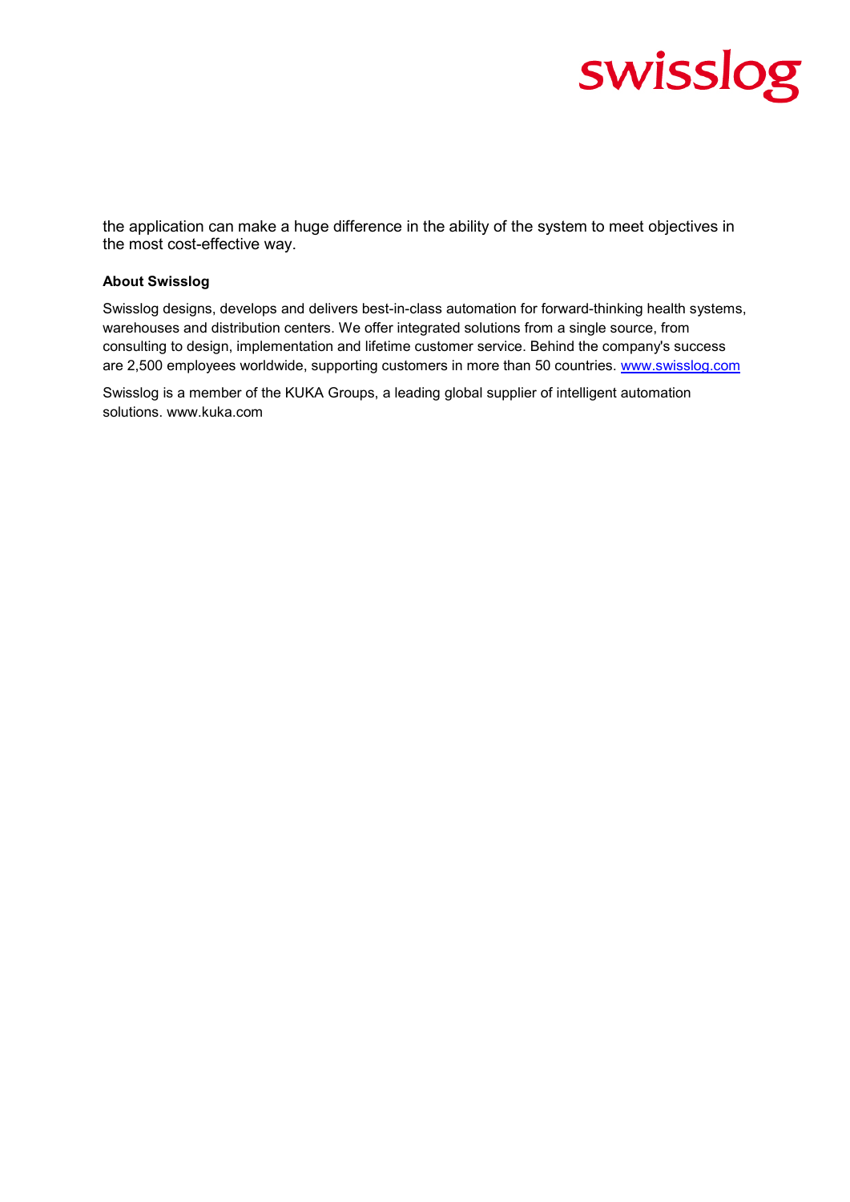the application can make a huge difference in the ability of the system to meet objectives in the most cost-effective way.

**About Swisslog**

Swisslog designs, develops and delivers best-in-class automation for forward-thinking health systems, warehouses and distribution centers. We offer integrated solutions from a single source, from consulting to design, implementation and lifetime customer service. Behind the company's success are 2,500 employees worldwide, supporting customers in more than 50 countries. www.swisslog.com

Swisslog is a member of the KUKA Groups, a leading global supplier of intelligent automation solutions. www.kuka.com